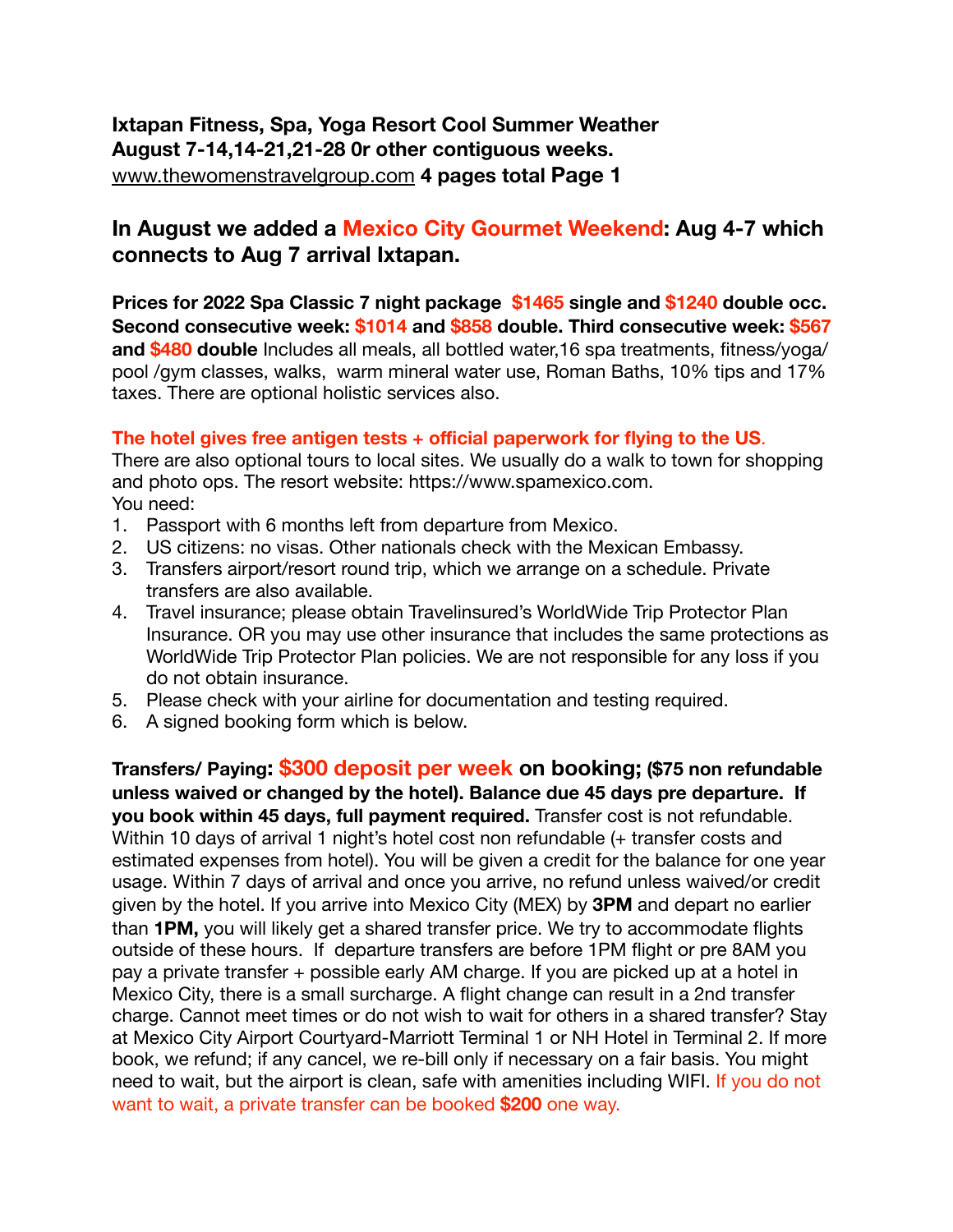**Ixtapan Fitness, Spa, Yoga Resort Cool Summer Weather**
**August 7-14,14-21,21-28 0r other contiguous weeks.**
www.thewomenstravelgroup.com **4 pages total Page 1**

## In August we added a Mexico City Gourmet Weekend: Aug 4-7 which connects to Aug 7 arrival Ixtapan.

**Prices for 2022 Spa Classic 7 night package $1465 single and $1240 double occ. Second consecutive week: $1014 and $858 double. Third consecutive week: $567 and $480 double** Includes all meals, all bottled water,16 spa treatments, fitness/yoga/ pool /gym classes, walks, warm mineral water use, Roman Baths, 10% tips and 17% taxes. There are optional holistic services also.

**The hotel gives free antigen tests + official paperwork for flying to the US.**
There are also optional tours to local sites. We usually do a walk to town for shopping and photo ops. The resort website: https://www.spamexico.com.
You need:

1. Passport with 6 months left from departure from Mexico.
2. US citizens: no visas. Other nationals check with the Mexican Embassy.
3. Transfers airport/resort round trip, which we arrange on a schedule. Private transfers are also available.
4. Travel insurance; please obtain Travelinsured's WorldWide Trip Protector Plan Insurance. OR you may use other insurance that includes the same protections as WorldWide Trip Protector Plan policies. We are not responsible for any loss if you do not obtain insurance.
5. Please check with your airline for documentation and testing required.
6. A signed booking form which is below.

**Transfers/ Paying: $300 deposit per week on booking; ($75 non refundable unless waived or changed by the hotel). Balance due 45 days pre departure. If you book within 45 days, full payment required.** Transfer cost is not refundable. Within 10 days of arrival 1 night's hotel cost non refundable (+ transfer costs and estimated expenses from hotel). You will be given a credit for the balance for one year usage. Within 7 days of arrival and once you arrive, no refund unless waived/or credit given by the hotel. If you arrive into Mexico City (MEX) by **3PM** and depart no earlier than **1PM,** you will likely get a shared transfer price. We try to accommodate flights outside of these hours. If departure transfers are before 1PM flight or pre 8AM you pay a private transfer + possible early AM charge. If you are picked up at a hotel in Mexico City, there is a small surcharge. A flight change can result in a 2nd transfer charge. Cannot meet times or do not wish to wait for others in a shared transfer? Stay at Mexico City Airport Courtyard-Marriott Terminal 1 or NH Hotel in Terminal 2. If more book, we refund; if any cancel, we re-bill only if necessary on a fair basis. You might need to wait, but the airport is clean, safe with amenities including WIFI. If you do not want to wait, a private transfer can be booked **$200** one way.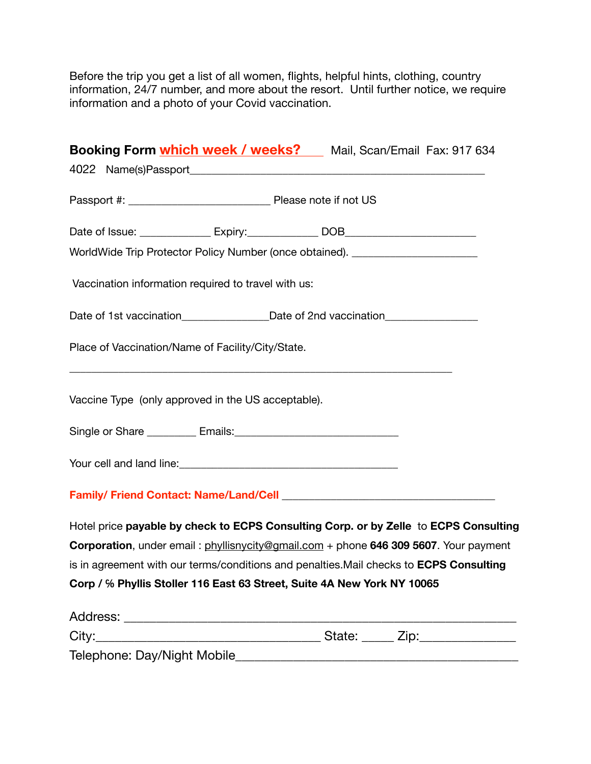Before the trip you get a list of all women, flights, helpful hints, clothing, country information, 24/7 number, and more about the resort. Until further notice, we require information and a photo of your Covid vaccination.

**Booking Form** **which week / weeks?**____ Mail, Scan/Email Fax: 917 634 4022 Name(s)Passport__________________________________________________

Passport #: ________________________ Please note if not US

Date of Issue: ____________ Expiry:____________ DOB______________________

WorldWide Trip Protector Policy Number (once obtained). _____________________

Vaccination information required to travel with us:

Date of 1st vaccination_______________Date of 2nd vaccination_______________

Place of Vaccination/Name of Facility/City/State.

_________________________________________________________________

Vaccine Type (only approved in the US acceptable).

Single or Share ________ Emails:____________________________

Your cell and land line:_____________________________________

**Family/ Friend Contact: Name/Land/Cell** ____________________________________

Hotel price **payable by check to ECPS Consulting Corp. or by Zelle** to **ECPS Consulting Corporation**, under email : phyllisnycity@gmail.com + phone **646 309 5607**. Your payment is in agreement with our terms/conditions and penalties.Mail checks to **ECPS Consulting Corp / % Phyllis Stoller 116 East 63 Street, Suite 4A New York NY 10065**

Address: ____________________________________________________
City:______________________________ State: _____ Zip:______________
Telephone: Day/Night Mobile_________________________________________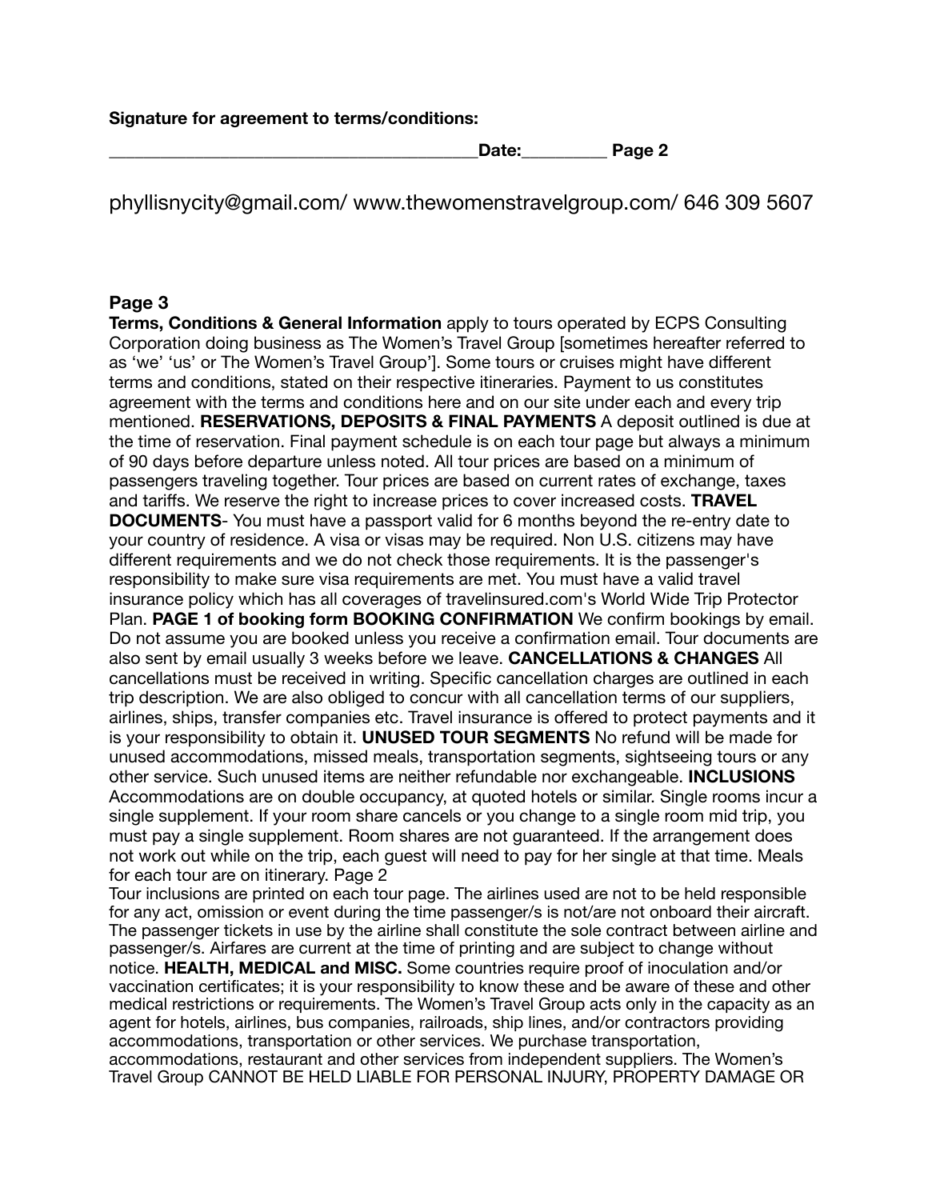**Signature for agreement to terms/conditions:**

**\_\_\_\_\_\_\_\_\_\_\_\_\_\_\_\_\_\_\_\_\_\_\_\_\_\_\_\_\_\_\_\_\_\_\_\_\_\_\_\_\_Date:\_\_\_\_\_\_\_\_\_\_ Page 2**

phyllisnycity@gmail.com/ www.thewomenstravelgroup.com/ 646 309 5607

**Page 3**

**Terms, Conditions & General Information** apply to tours operated by ECPS Consulting Corporation doing business as The Women's Travel Group [sometimes hereafter referred to as 'we' 'us' or The Women's Travel Group']. Some tours or cruises might have different terms and conditions, stated on their respective itineraries. Payment to us constitutes agreement with the terms and conditions here and on our site under each and every trip mentioned. **RESERVATIONS, DEPOSITS & FINAL PAYMENTS** A deposit outlined is due at the time of reservation. Final payment schedule is on each tour page but always a minimum of 90 days before departure unless noted. All tour prices are based on a minimum of passengers traveling together. Tour prices are based on current rates of exchange, taxes and tariffs. We reserve the right to increase prices to cover increased costs. **TRAVEL DOCUMENTS**- You must have a passport valid for 6 months beyond the re-entry date to your country of residence. A visa or visas may be required. Non U.S. citizens may have different requirements and we do not check those requirements. It is the passenger's responsibility to make sure visa requirements are met. You must have a valid travel insurance policy which has all coverages of travelinsured.com's World Wide Trip Protector Plan. **PAGE 1 of booking form BOOKING CONFIRMATION** We confirm bookings by email. Do not assume you are booked unless you receive a confirmation email. Tour documents are also sent by email usually 3 weeks before we leave. **CANCELLATIONS & CHANGES** All cancellations must be received in writing. Specific cancellation charges are outlined in each trip description. We are also obliged to concur with all cancellation terms of our suppliers, airlines, ships, transfer companies etc. Travel insurance is offered to protect payments and it is your responsibility to obtain it. **UNUSED TOUR SEGMENTS** No refund will be made for unused accommodations, missed meals, transportation segments, sightseeing tours or any other service. Such unused items are neither refundable nor exchangeable. **INCLUSIONS** Accommodations are on double occupancy, at quoted hotels or similar. Single rooms incur a single supplement. If your room share cancels or you change to a single room mid trip, you must pay a single supplement. Room shares are not guaranteed. If the arrangement does not work out while on the trip, each guest will need to pay for her single at that time. Meals for each tour are on itinerary. Page 2

Tour inclusions are printed on each tour page. The airlines used are not to be held responsible for any act, omission or event during the time passenger/s is not/are not onboard their aircraft. The passenger tickets in use by the airline shall constitute the sole contract between airline and passenger/s. Airfares are current at the time of printing and are subject to change without notice. **HEALTH, MEDICAL and MISC.** Some countries require proof of inoculation and/or vaccination certificates; it is your responsibility to know these and be aware of these and other medical restrictions or requirements. The Women's Travel Group acts only in the capacity as an agent for hotels, airlines, bus companies, railroads, ship lines, and/or contractors providing accommodations, transportation or other services. We purchase transportation, accommodations, restaurant and other services from independent suppliers. The Women's Travel Group CANNOT BE HELD LIABLE FOR PERSONAL INJURY, PROPERTY DAMAGE OR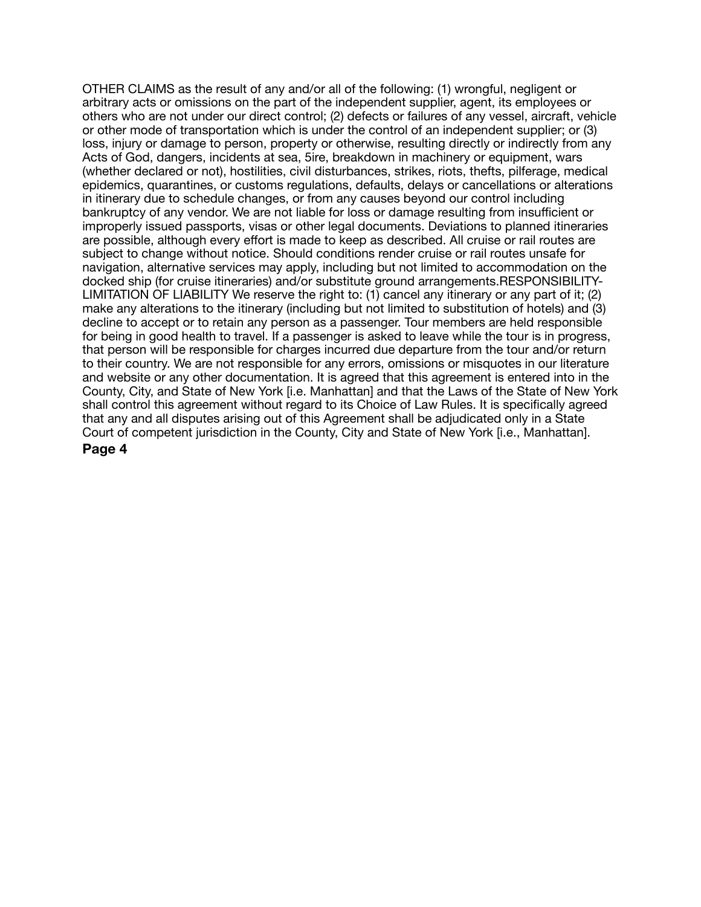OTHER CLAIMS as the result of any and/or all of the following: (1) wrongful, negligent or arbitrary acts or omissions on the part of the independent supplier, agent, its employees or others who are not under our direct control; (2) defects or failures of any vessel, aircraft, vehicle or other mode of transportation which is under the control of an independent supplier; or (3) loss, injury or damage to person, property or otherwise, resulting directly or indirectly from any Acts of God, dangers, incidents at sea, 5ire, breakdown in machinery or equipment, wars (whether declared or not), hostilities, civil disturbances, strikes, riots, thefts, pilferage, medical epidemics, quarantines, or customs regulations, defaults, delays or cancellations or alterations in itinerary due to schedule changes, or from any causes beyond our control including bankruptcy of any vendor. We are not liable for loss or damage resulting from insufficient or improperly issued passports, visas or other legal documents. Deviations to planned itineraries are possible, although every effort is made to keep as described. All cruise or rail routes are subject to change without notice. Should conditions render cruise or rail routes unsafe for navigation, alternative services may apply, including but not limited to accommodation on the docked ship (for cruise itineraries) and/or substitute ground arrangements.RESPONSIBILITY-LIMITATION OF LIABILITY We reserve the right to: (1) cancel any itinerary or any part of it; (2) make any alterations to the itinerary (including but not limited to substitution of hotels) and (3) decline to accept or to retain any person as a passenger. Tour members are held responsible for being in good health to travel. If a passenger is asked to leave while the tour is in progress, that person will be responsible for charges incurred due departure from the tour and/or return to their country. We are not responsible for any errors, omissions or misquotes in our literature and website or any other documentation. It is agreed that this agreement is entered into in the County, City, and State of New York [i.e. Manhattan] and that the Laws of the State of New York shall control this agreement without regard to its Choice of Law Rules. It is specifically agreed that any and all disputes arising out of this Agreement shall be adjudicated only in a State Court of competent jurisdiction in the County, City and State of New York [i.e., Manhattan].